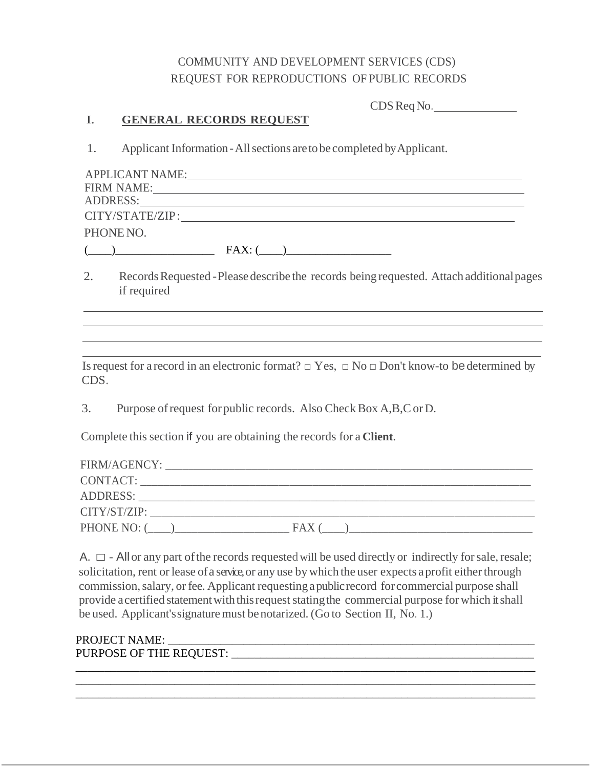COMMUNITY AND DEVELOPMENT SERVICES (CDS)
REQUEST FOR REPRODUCTIONS OF PUBLIC RECORDS

CDS Req No. ______________

## I. **GENERAL RECORDS REQUEST**

1. Applicant Information - All sections are to be completed by Applicant.

APPLICANT NAME: ____________________________________________
FIRM NAME: ____________________________________________
ADDRESS: ____________________________________________
CITY/STATE/ZIP: ____________________________________________
PHONE NO.
(____)________________ FAX: (____)________________

2. Records Requested - Please describe the records being requested. Attach additional pages if required

______________________________________________________________________
______________________________________________________________________
______________________________________________________________________
______________________________________________________________________

Is request for a record in an electronic format? □ Yes, □ No □ Don't know-to be determined by CDS.

3. Purpose of request for public records. Also Check Box A,B,C or D.

Complete this section if you are obtaining the records for a **Client**.

FIRM/AGENCY: ____________________________________________
CONTACT: ____________________________________________
ADDRESS: ____________________________________________
CITY/ST/ZIP: ____________________________________________
PHONE NO: (____)___________________ FAX (____)______________________________

A. □ - All or any part of the records requested will be used directly or indirectly for sale, resale; solicitation, rent or lease of a service, or any use by which the user expects a profit either through commission, salary, or fee. Applicant requesting a public record for commercial purpose shall provide a certified statement with this request stating the commercial purpose for which it shall be used. Applicant's signature must be notarized. (Go to Section II, No. 1.)

PROJECT NAME: ____________________________________________
PURPOSE OF THE REQUEST: ____________________________________________
______________________________________________________________________
______________________________________________________________________
______________________________________________________________________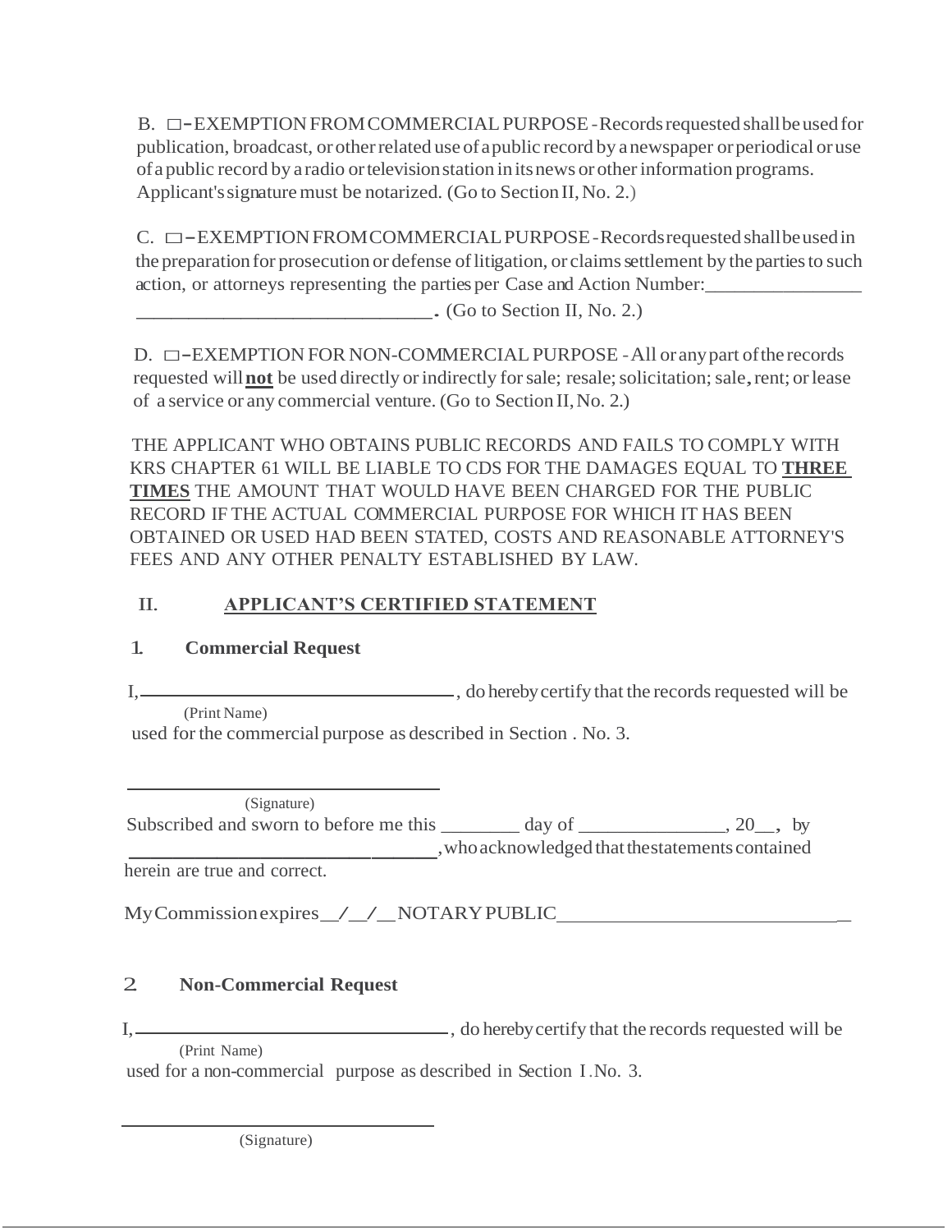B. □–EXEMPTION FROM COMMERCIAL PURPOSE - Records requested shall be used for publication, broadcast, or other related use of a public record by a newspaper or periodical or use of a public record by a radio or television station in its news or other information programs. Applicant's signature must be notarized. (Go to Section II, No. 2.)

C. □–EXEMPTION FROM COMMERCIAL PURPOSE - Records requested shall be used in the preparation for prosecution or defense of litigation, or claims settlement by the parties to such action, or attorneys representing the parties per Case and Action Number:________________ ______________________________. (Go to Section II, No. 2.)

D. □–EXEMPTION FOR NON-COMMERCIAL PURPOSE - All or any part of the records requested will **not** be used directly or indirectly for sale; resale; solicitation; sale, rent; or lease of a service or any commercial venture. (Go to Section II, No. 2.)

THE APPLICANT WHO OBTAINS PUBLIC RECORDS AND FAILS TO COMPLY WITH KRS CHAPTER 61 WILL BE LIABLE TO CDS FOR THE DAMAGES EQUAL TO **THREE TIMES** THE AMOUNT THAT WOULD HAVE BEEN CHARGED FOR THE PUBLIC RECORD IF THE ACTUAL COMMERCIAL PURPOSE FOR WHICH IT HAS BEEN OBTAINED OR USED HAD BEEN STATED, COSTS AND REASONABLE ATTORNEY'S FEES AND ANY OTHER PENALTY ESTABLISHED BY LAW.

## II. APPLICANT'S CERTIFIED STATEMENT

### 1. Commercial Request

I, ________________________________, do hereby certify that the records requested will be
(Print Name)
used for the commercial purpose as described in Section . No. 3.

________________________________
(Signature)

Subscribed and sworn to before me this ________ day of _______________, 20__, by ________________________________, who acknowledged that the statements contained herein are true and correct.

My Commission expires __/__/__ NOTARY PUBLIC ____________________________

### 2. Non-Commercial Request

I, ________________________________, do hereby certify that the records requested will be
(Print Name)
used for a non-commercial purpose as described in Section I.No. 3.

________________________________
(Signature)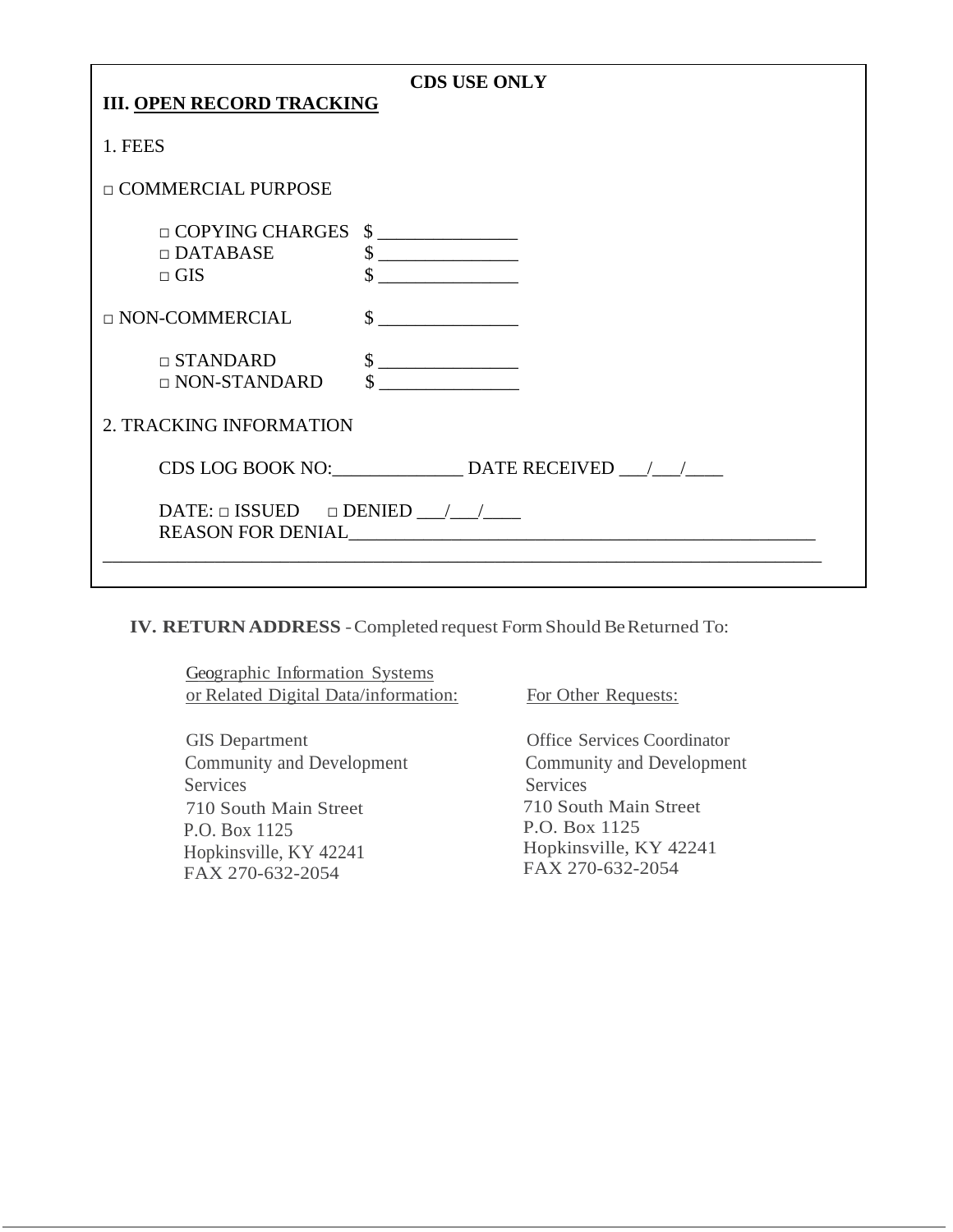**CDS USE ONLY**

**III. OPEN RECORD TRACKING**

1. FEES

□ COMMERCIAL PURPOSE

□ COPYING CHARGES $ _______________
□ DATABASE $ _______________
□ GIS $ _______________

□ NON-COMMERCIAL $ _______________

□ STANDARD $ _______________
□ NON-STANDARD $ _______________

2. TRACKING INFORMATION

CDS LOG BOOK NO:______________ DATE RECEIVED ___/___/____

DATE: □ ISSUED □ DENIED ___/___/____
REASON FOR DENIAL_____________________________________________________
_______________________________________________________________________________

**IV. RETURN ADDRESS** - Completed request Form Should Be Returned To:

Geographic Information Systems or Related Digital Data/information:

GIS Department
Community and Development Services
710 South Main Street
P.O. Box 1125
Hopkinsville, KY 42241
FAX 270-632-2054

For Other Requests:

Office Services Coordinator
Community and Development Services
710 South Main Street
P.O. Box 1125
Hopkinsville, KY 42241
FAX 270-632-2054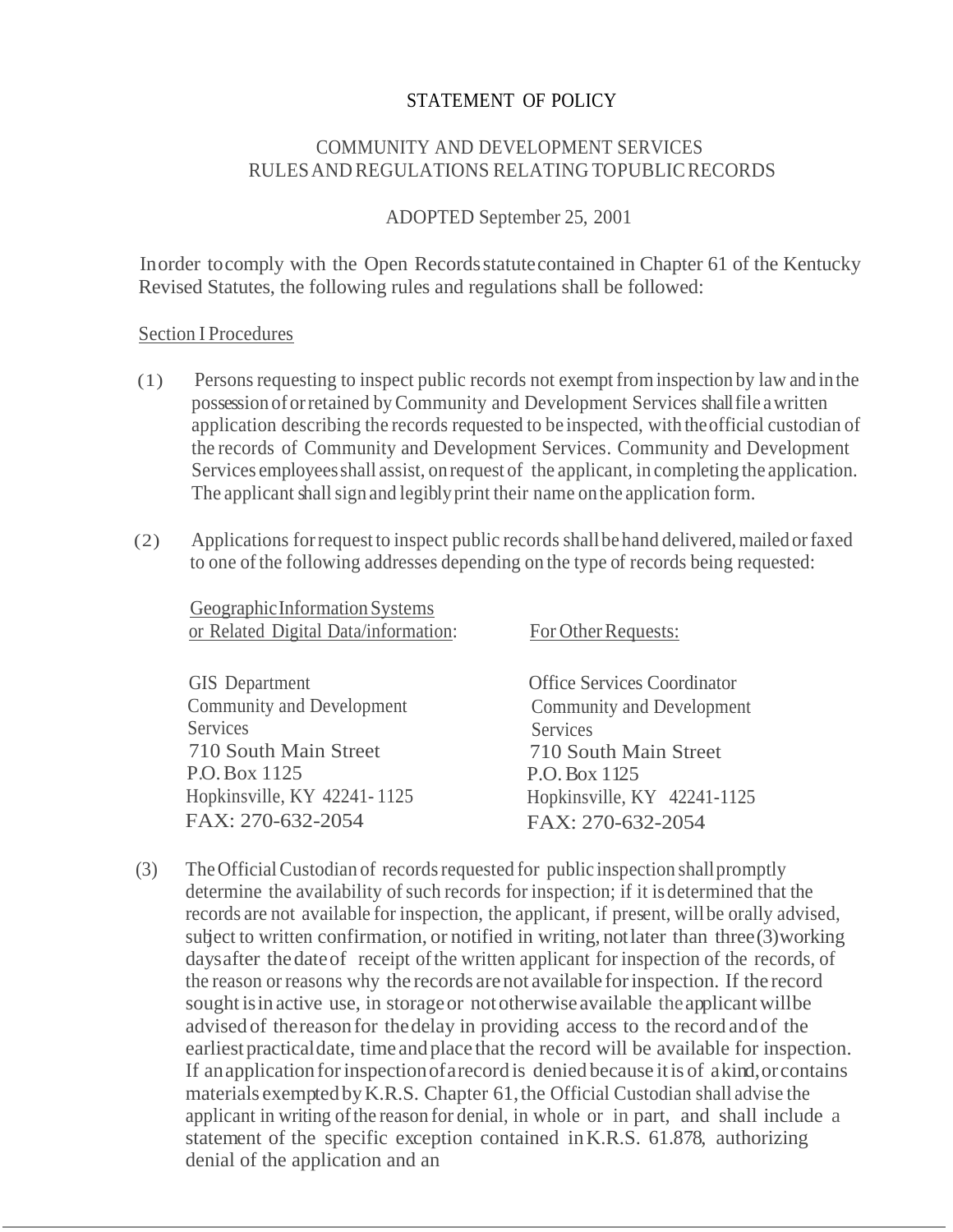STATEMENT OF POLICY

COMMUNITY AND DEVELOPMENT SERVICES
RULES AND REGULATIONS RELATING TO PUBLIC RECORDS

ADOPTED September 25, 2001

In order to comply with the Open Records statute contained in Chapter 61 of the Kentucky Revised Statutes, the following rules and regulations shall be followed:

Section I Procedures

(1) Persons requesting to inspect public records not exempt from inspection by law and in the possession of or retained by Community and Development Services shall file a written application describing the records requested to be inspected, with the official custodian of the records of Community and Development Services. Community and Development Services employees shall assist, on request of the applicant, in completing the application. The applicant shall sign and legibly print their name on the application form.

(2) Applications for request to inspect public records shall be hand delivered, mailed or faxed to one of the following addresses depending on the type of records being requested:

Geographic Information Systems or Related Digital Data/information:

GIS Department
Community and Development Services
710 South Main Street
P.O. Box 1125
Hopkinsville, KY 42241-1125
FAX: 270-632-2054

For Other Requests:

Office Services Coordinator
Community and Development Services
710 South Main Street
P.O. Box 1125
Hopkinsville, KY 42241-1125
FAX: 270-632-2054

(3) The Official Custodian of records requested for public inspection shall promptly determine the availability of such records for inspection; if it is determined that the records are not available for inspection, the applicant, if present, will be orally advised, subject to written confirmation, or notified in writing, not later than three (3) working days after the date of receipt of the written applicant for inspection of the records, of the reason or reasons why the records are not available for inspection. If the record sought is in active use, in storage or not otherwise available the applicant will be advised of the reason for the delay in providing access to the record and of the earliest practical date, time and place that the record will be available for inspection. If an application for inspection of a record is denied because it is of a kind, or contains materials exempted by K.R.S. Chapter 61, the Official Custodian shall advise the applicant in writing of the reason for denial, in whole or in part, and shall include a statement of the specific exception contained in K.R.S. 61.878, authorizing denial of the application and an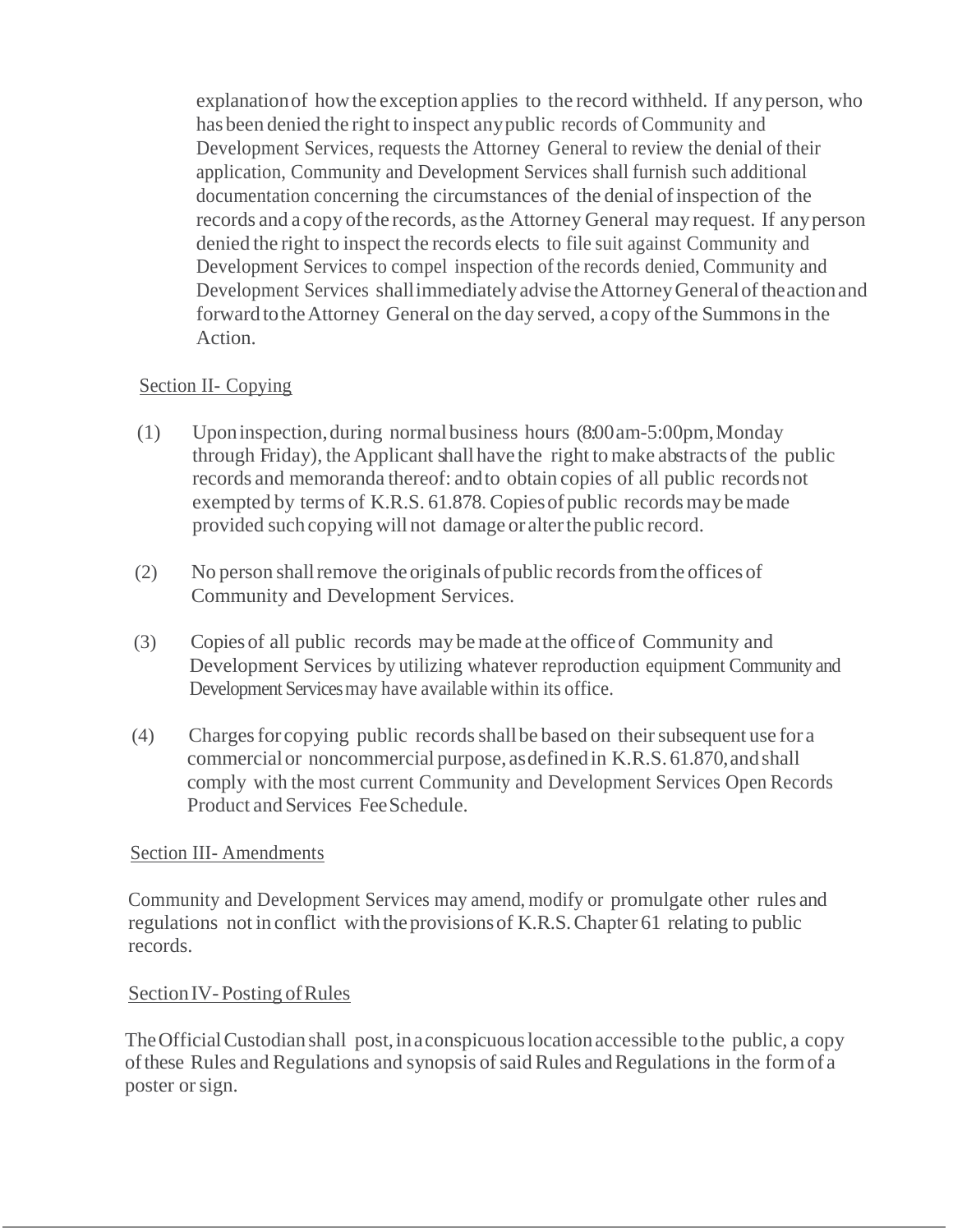explanation of how the exception applies to the record withheld. If any person, who has been denied the right to inspect any public records of Community and Development Services, requests the Attorney General to review the denial of their application, Community and Development Services shall furnish such additional documentation concerning the circumstances of the denial of inspection of the records and a copy of the records, as the Attorney General may request. If any person denied the right to inspect the records elects to file suit against Community and Development Services to compel inspection of the records denied, Community and Development Services shall immediately advise the Attorney General of the action and forward to the Attorney General on the day served, a copy of the Summons in the Action.

Section II- Copying

(1) Upon inspection, during normal business hours (8:00am-5:00pm, Monday through Friday), the Applicant shall have the right to make abstracts of the public records and memoranda thereof: and to obtain copies of all public records not exempted by terms of K.R.S. 61.878. Copies of public records may be made provided such copying will not damage or alter the public record.

(2) No person shall remove the originals of public records from the offices of Community and Development Services.

(3) Copies of all public records may be made at the office of Community and Development Services by utilizing whatever reproduction equipment Community and Development Services may have available within its office.

(4) Charges for copying public records shall be based on their subsequent use for a commercial or noncommercial purpose, as defined in K.R.S. 61.870, and shall comply with the most current Community and Development Services Open Records Product and Services Fee Schedule.

Section III- Amendments

Community and Development Services may amend, modify or promulgate other rules and regulations not in conflict with the provisions of K.R.S. Chapter 61 relating to public records.

Section IV- Posting of Rules

The Official Custodian shall post, in a conspicuous location accessible to the public, a copy of these Rules and Regulations and synopsis of said Rules and Regulations in the form of a poster or sign.